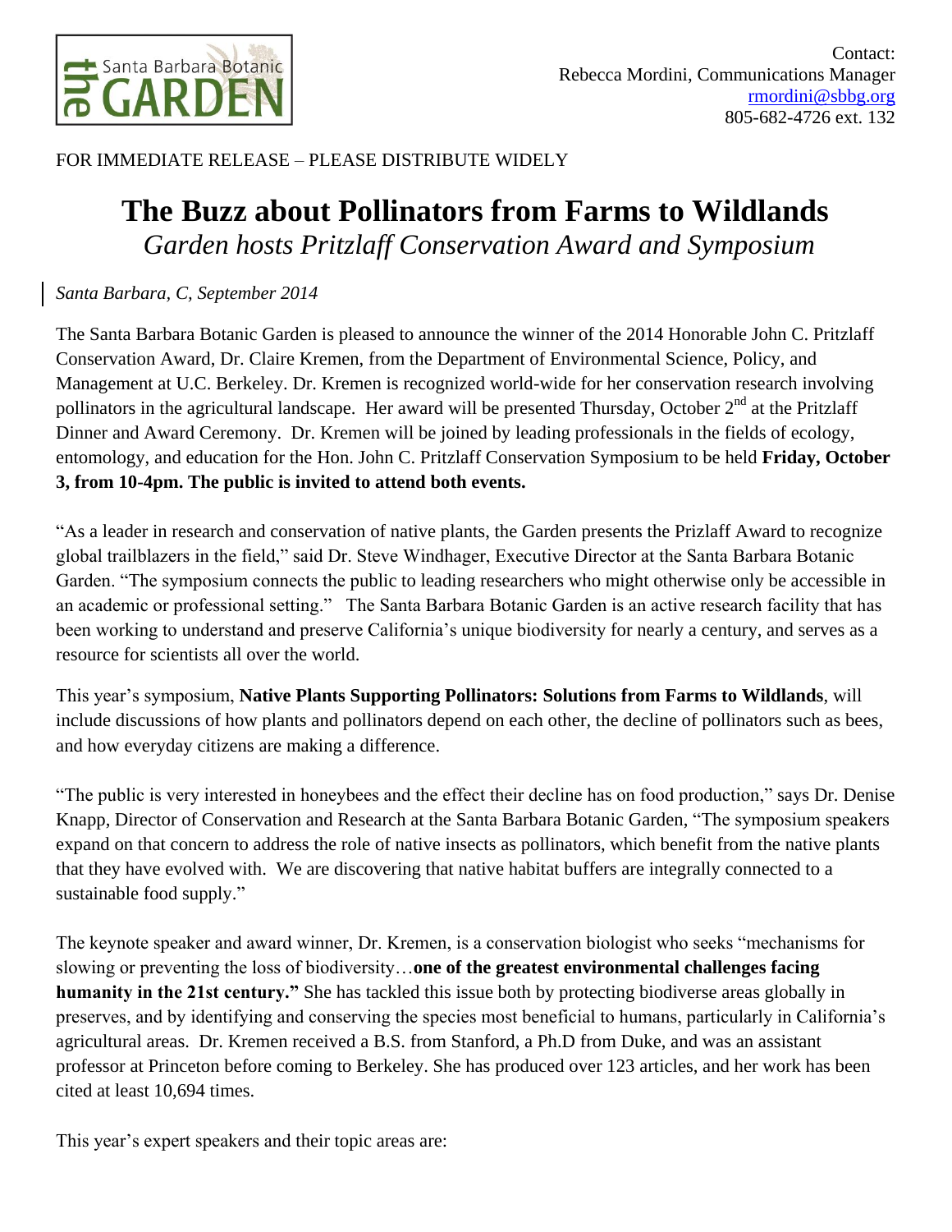Contact:
Rebecca Mordini, Communications Manager
rmordini@sbbg.org
805-682-4726 ext. 132

FOR IMMEDIATE RELEASE – PLEASE DISTRIBUTE WIDELY

# The Buzz about Pollinators from Farms to Wildlands

*Garden hosts Pritzlaff Conservation Award and Symposium*

*Santa Barbara, C, September 2014*

The Santa Barbara Botanic Garden is pleased to announce the winner of the 2014 Honorable John C. Pritzlaff Conservation Award, Dr. Claire Kremen, from the Department of Environmental Science, Policy, and Management at U.C. Berkeley. Dr. Kremen is recognized world-wide for her conservation research involving pollinators in the agricultural landscape. Her award will be presented Thursday, October 2nd at the Pritzlaff Dinner and Award Ceremony. Dr. Kremen will be joined by leading professionals in the fields of ecology, entomology, and education for the Hon. John C. Pritzlaff Conservation Symposium to be held **Friday, October 3, from 10-4pm. The public is invited to attend both events.**

"As a leader in research and conservation of native plants, the Garden presents the Prizlaff Award to recognize global trailblazers in the field," said Dr. Steve Windhager, Executive Director at the Santa Barbara Botanic Garden. "The symposium connects the public to leading researchers who might otherwise only be accessible in an academic or professional setting." The Santa Barbara Botanic Garden is an active research facility that has been working to understand and preserve California's unique biodiversity for nearly a century, and serves as a resource for scientists all over the world.

This year's symposium, **Native Plants Supporting Pollinators: Solutions from Farms to Wildlands**, will include discussions of how plants and pollinators depend on each other, the decline of pollinators such as bees, and how everyday citizens are making a difference.

"The public is very interested in honeybees and the effect their decline has on food production," says Dr. Denise Knapp, Director of Conservation and Research at the Santa Barbara Botanic Garden, "The symposium speakers expand on that concern to address the role of native insects as pollinators, which benefit from the native plants that they have evolved with. We are discovering that native habitat buffers are integrally connected to a sustainable food supply."

The keynote speaker and award winner, Dr. Kremen, is a conservation biologist who seeks "mechanisms for slowing or preventing the loss of biodiversity…**one of the greatest environmental challenges facing humanity in the 21st century."** She has tackled this issue both by protecting biodiverse areas globally in preserves, and by identifying and conserving the species most beneficial to humans, particularly in California's agricultural areas. Dr. Kremen received a B.S. from Stanford, a Ph.D from Duke, and was an assistant professor at Princeton before coming to Berkeley. She has produced over 123 articles, and her work has been cited at least 10,694 times.

This year's expert speakers and their topic areas are: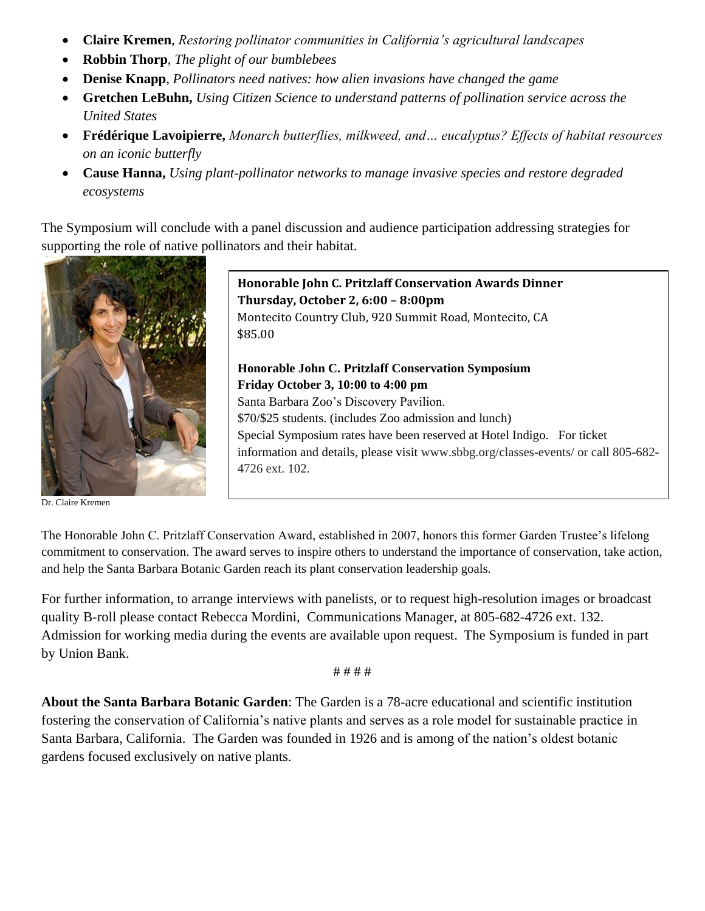- **Claire Kremen**, *Restoring pollinator communities in California's agricultural landscapes*
- **Robbin Thorp**, *The plight of our bumblebees*
- **Denise Knapp**, *Pollinators need natives: how alien invasions have changed the game*
- **Gretchen LeBuhn,** *Using Citizen Science to understand patterns of pollination service across the United States*
- **Frédérique Lavoipierre,** *Monarch butterflies, milkweed, and… eucalyptus? Effects of habitat resources on an iconic butterfly*
- **Cause Hanna,** *Using plant-pollinator networks to manage invasive species and restore degraded ecosystems*

The Symposium will conclude with a panel discussion and audience participation addressing strategies for supporting the role of native pollinators and their habitat.

Dr. Claire Kremen

**Honorable John C. Pritzlaff Conservation Awards Dinner**
**Thursday, October 2, 6:00 – 8:00pm**
Montecito Country Club, 920 Summit Road, Montecito, CA
$85.00

**Honorable John C. Pritzlaff Conservation Symposium**
**Friday October 3, 10:00 to 4:00 pm**
Santa Barbara Zoo's Discovery Pavilion.
$70/$25 students. (includes Zoo admission and lunch)
Special Symposium rates have been reserved at Hotel Indigo. For ticket information and details, please visit www.sbbg.org/classes-events/ or call 805-682-4726 ext. 102.

The Honorable John C. Pritzlaff Conservation Award, established in 2007, honors this former Garden Trustee's lifelong commitment to conservation. The award serves to inspire others to understand the importance of conservation, take action, and help the Santa Barbara Botanic Garden reach its plant conservation leadership goals.

For further information, to arrange interviews with panelists, or to request high-resolution images or broadcast quality B-roll please contact Rebecca Mordini, Communications Manager, at 805-682-4726 ext. 132. Admission for working media during the events are available upon request. The Symposium is funded in part by Union Bank.

# # # #

**About the Santa Barbara Botanic Garden**: The Garden is a 78-acre educational and scientific institution fostering the conservation of California's native plants and serves as a role model for sustainable practice in Santa Barbara, California. The Garden was founded in 1926 and is among of the nation's oldest botanic gardens focused exclusively on native plants.